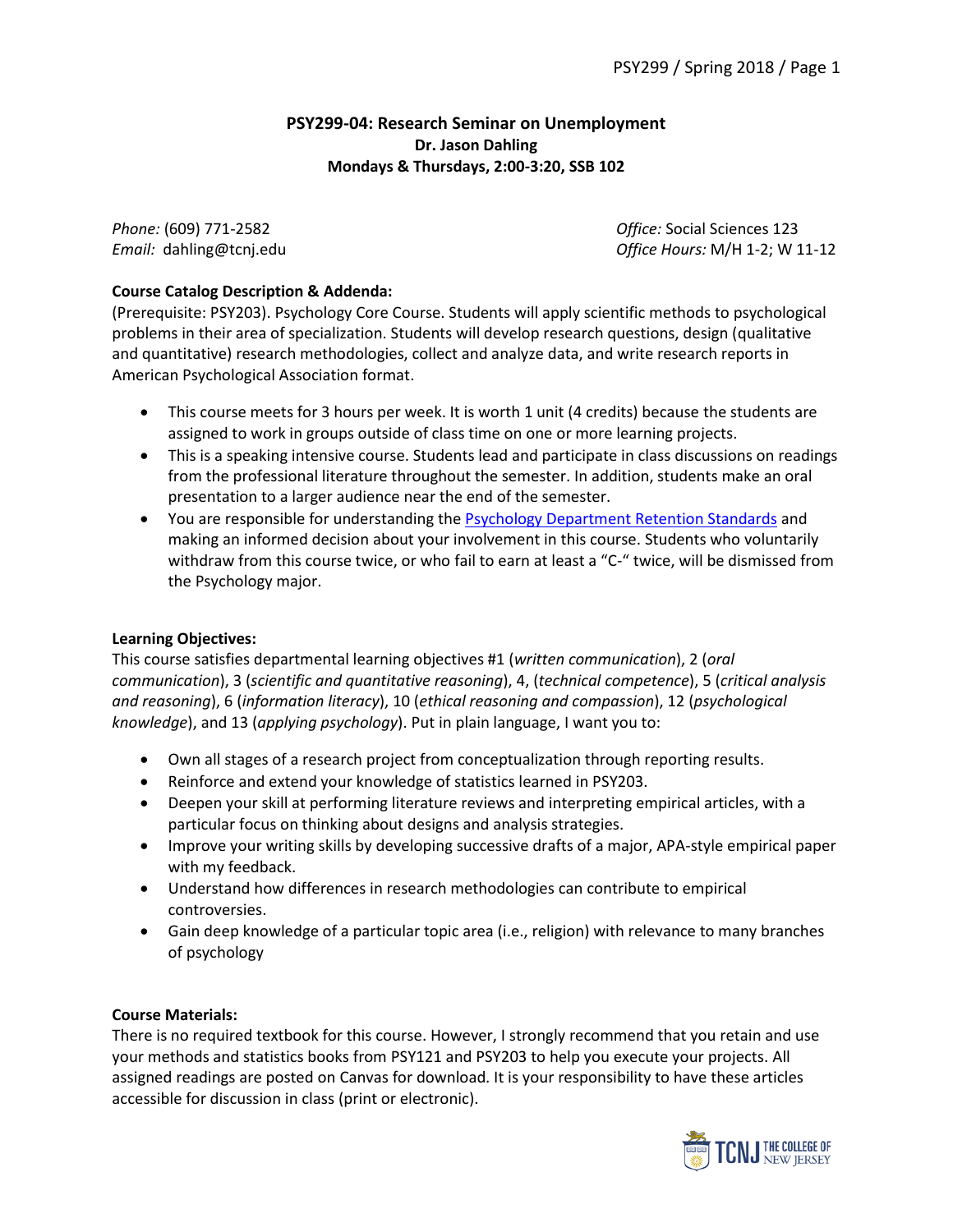**PSY299-04: Research Seminar on Unemployment**
**Dr. Jason Dahling**
**Mondays & Thursdays, 2:00-3:20, SSB 102**

*Phone:* (609) 771-2582
*Email:* dahling@tcnj.edu

*Office:* Social Sciences 123
*Office Hours:* M/H 1-2; W 11-12

**Course Catalog Description & Addenda:**

(Prerequisite: PSY203). Psychology Core Course. Students will apply scientific methods to psychological problems in their area of specialization. Students will develop research questions, design (qualitative and quantitative) research methodologies, collect and analyze data, and write research reports in American Psychological Association format.

- This course meets for 3 hours per week. It is worth 1 unit (4 credits) because the students are assigned to work in groups outside of class time on one or more learning projects.
- This is a speaking intensive course. Students lead and participate in class discussions on readings from the professional literature throughout the semester. In addition, students make an oral presentation to a larger audience near the end of the semester.
- You are responsible for understanding the Psychology Department Retention Standards and making an informed decision about your involvement in this course. Students who voluntarily withdraw from this course twice, or who fail to earn at least a "C-" twice, will be dismissed from the Psychology major.

**Learning Objectives:**

This course satisfies departmental learning objectives #1 (*written communication*), 2 (*oral communication*), 3 (*scientific and quantitative reasoning*), 4, (*technical competence*), 5 (*critical analysis and reasoning*), 6 (*information literacy*), 10 (*ethical reasoning and compassion*), 12 (*psychological knowledge*), and 13 (*applying psychology*). Put in plain language, I want you to:

- Own all stages of a research project from conceptualization through reporting results.
- Reinforce and extend your knowledge of statistics learned in PSY203.
- Deepen your skill at performing literature reviews and interpreting empirical articles, with a particular focus on thinking about designs and analysis strategies.
- Improve your writing skills by developing successive drafts of a major, APA-style empirical paper with my feedback.
- Understand how differences in research methodologies can contribute to empirical controversies.
- Gain deep knowledge of a particular topic area (i.e., religion) with relevance to many branches of psychology

**Course Materials:**

There is no required textbook for this course. However, I strongly recommend that you retain and use your methods and statistics books from PSY121 and PSY203 to help you execute your projects. All assigned readings are posted on Canvas for download. It is your responsibility to have these articles accessible for discussion in class (print or electronic).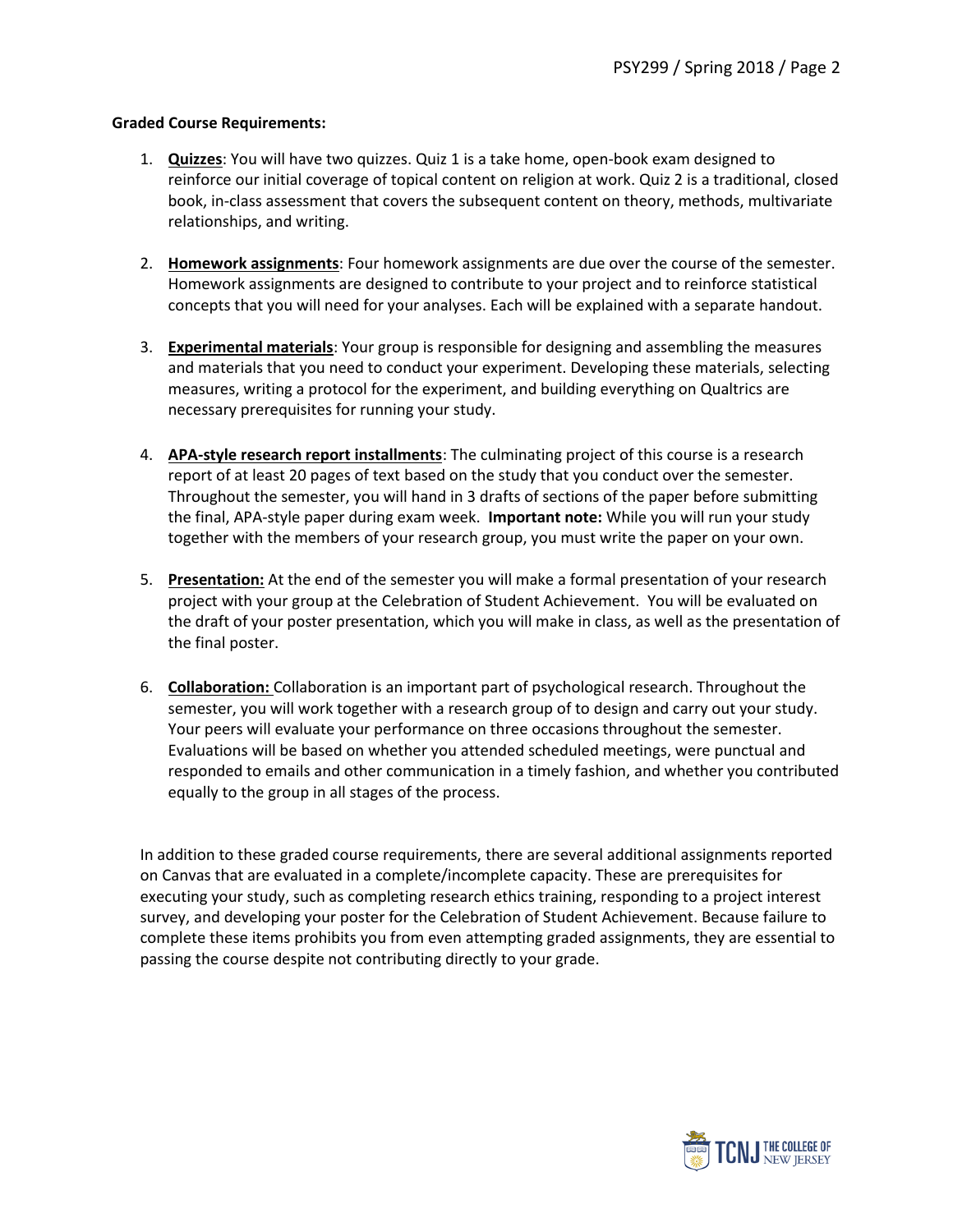**Graded Course Requirements:**

1. **Quizzes**: You will have two quizzes. Quiz 1 is a take home, open-book exam designed to reinforce our initial coverage of topical content on religion at work. Quiz 2 is a traditional, closed book, in-class assessment that covers the subsequent content on theory, methods, multivariate relationships, and writing.

2. **Homework assignments**: Four homework assignments are due over the course of the semester. Homework assignments are designed to contribute to your project and to reinforce statistical concepts that you will need for your analyses. Each will be explained with a separate handout.

3. **Experimental materials**: Your group is responsible for designing and assembling the measures and materials that you need to conduct your experiment. Developing these materials, selecting measures, writing a protocol for the experiment, and building everything on Qualtrics are necessary prerequisites for running your study.

4. **APA-style research report installments**: The culminating project of this course is a research report of at least 20 pages of text based on the study that you conduct over the semester. Throughout the semester, you will hand in 3 drafts of sections of the paper before submitting the final, APA-style paper during exam week. **Important note:** While you will run your study together with the members of your research group, you must write the paper on your own.

5. **Presentation:** At the end of the semester you will make a formal presentation of your research project with your group at the Celebration of Student Achievement. You will be evaluated on the draft of your poster presentation, which you will make in class, as well as the presentation of the final poster.

6. **Collaboration:** Collaboration is an important part of psychological research. Throughout the semester, you will work together with a research group of to design and carry out your study. Your peers will evaluate your performance on three occasions throughout the semester. Evaluations will be based on whether you attended scheduled meetings, were punctual and responded to emails and other communication in a timely fashion, and whether you contributed equally to the group in all stages of the process.

In addition to these graded course requirements, there are several additional assignments reported on Canvas that are evaluated in a complete/incomplete capacity. These are prerequisites for executing your study, such as completing research ethics training, responding to a project interest survey, and developing your poster for the Celebration of Student Achievement. Because failure to complete these items prohibits you from even attempting graded assignments, they are essential to passing the course despite not contributing directly to your grade.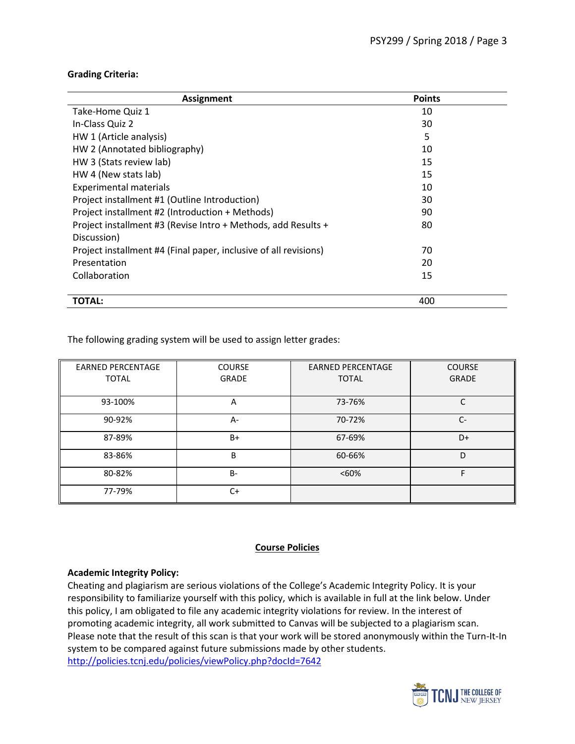**Grading Criteria:**

| Assignment | Points |
|---|---|
| Take-Home Quiz 1 | 10 |
| In-Class Quiz 2 | 30 |
| HW 1 (Article analysis) | 5 |
| HW 2 (Annotated bibliography) | 10 |
| HW 3 (Stats review lab) | 15 |
| HW 4 (New stats lab) | 15 |
| Experimental materials | 10 |
| Project installment #1 (Outline Introduction) | 30 |
| Project installment #2 (Introduction + Methods) | 90 |
| Project installment #3 (Revise Intro + Methods, add Results + Discussion) | 80 |
| Project installment #4 (Final paper, inclusive of all revisions) | 70 |
| Presentation | 20 |
| Collaboration | 15 |
| **TOTAL:** | 400 |

The following grading system will be used to assign letter grades:

| EARNED PERCENTAGE TOTAL | COURSE GRADE | EARNED PERCENTAGE TOTAL | COURSE GRADE |
|---|---|---|---|
| 93-100% | A | 73-76% | C |
| 90-92% | A- | 70-72% | C- |
| 87-89% | B+ | 67-69% | D+ |
| 83-86% | B | 60-66% | D |
| 80-82% | B- | <60% | F |
| 77-79% | C+ | | |

## Course Policies

**Academic Integrity Policy:**

Cheating and plagiarism are serious violations of the College's Academic Integrity Policy. It is your responsibility to familiarize yourself with this policy, which is available in full at the link below. Under this policy, I am obligated to file any academic integrity violations for review. In the interest of promoting academic integrity, all work submitted to Canvas will be subjected to a plagiarism scan. Please note that the result of this scan is that your work will be stored anonymously within the Turn-It-In system to be compared against future submissions made by other students.
http://policies.tcnj.edu/policies/viewPolicy.php?docId=7642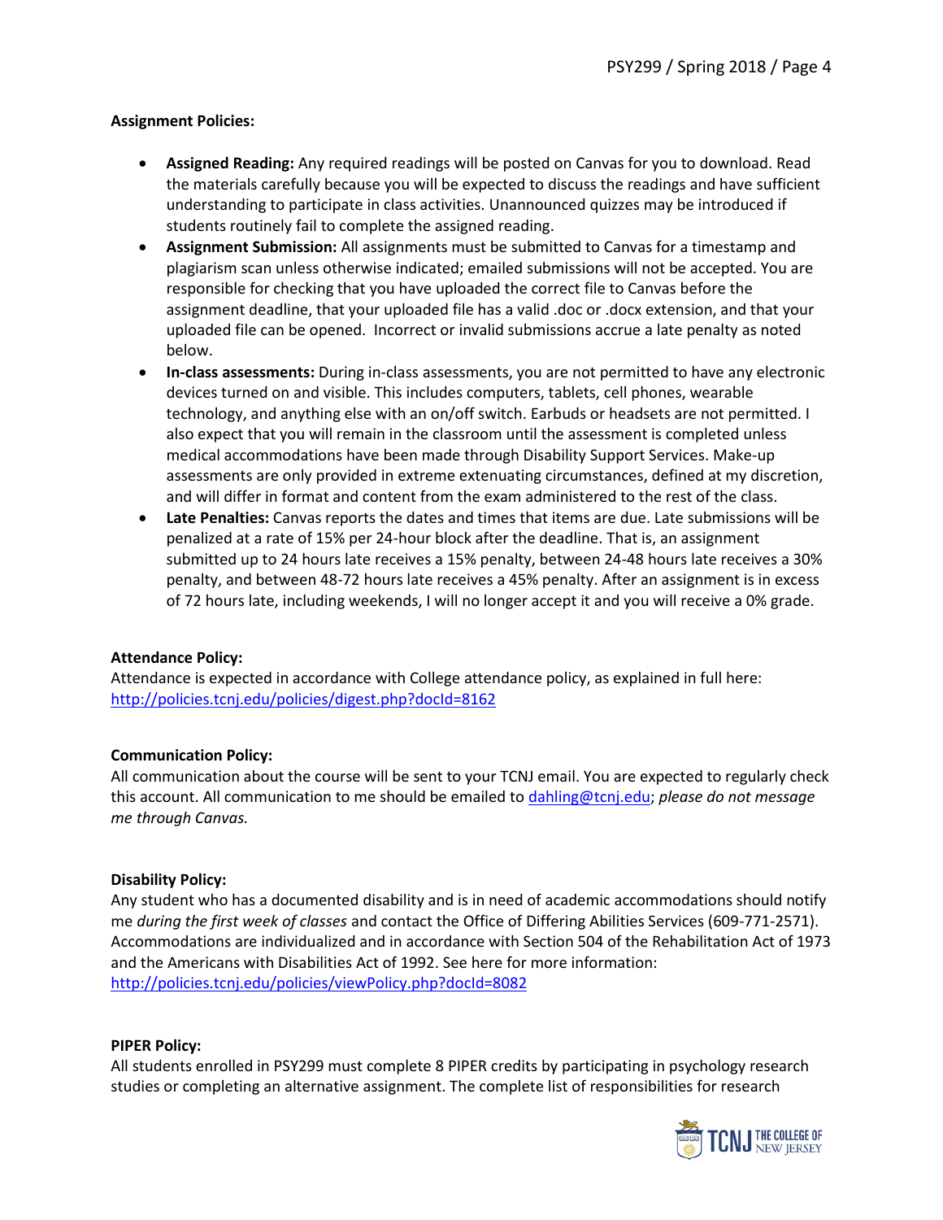**Assignment Policies:**

- **Assigned Reading:** Any required readings will be posted on Canvas for you to download. Read the materials carefully because you will be expected to discuss the readings and have sufficient understanding to participate in class activities. Unannounced quizzes may be introduced if students routinely fail to complete the assigned reading.
- **Assignment Submission:** All assignments must be submitted to Canvas for a timestamp and plagiarism scan unless otherwise indicated; emailed submissions will not be accepted. You are responsible for checking that you have uploaded the correct file to Canvas before the assignment deadline, that your uploaded file has a valid .doc or .docx extension, and that your uploaded file can be opened. Incorrect or invalid submissions accrue a late penalty as noted below.
- **In-class assessments:** During in-class assessments, you are not permitted to have any electronic devices turned on and visible. This includes computers, tablets, cell phones, wearable technology, and anything else with an on/off switch. Earbuds or headsets are not permitted. I also expect that you will remain in the classroom until the assessment is completed unless medical accommodations have been made through Disability Support Services. Make-up assessments are only provided in extreme extenuating circumstances, defined at my discretion, and will differ in format and content from the exam administered to the rest of the class.
- **Late Penalties:** Canvas reports the dates and times that items are due. Late submissions will be penalized at a rate of 15% per 24-hour block after the deadline. That is, an assignment submitted up to 24 hours late receives a 15% penalty, between 24-48 hours late receives a 30% penalty, and between 48-72 hours late receives a 45% penalty. After an assignment is in excess of 72 hours late, including weekends, I will no longer accept it and you will receive a 0% grade.

**Attendance Policy:**
Attendance is expected in accordance with College attendance policy, as explained in full here: http://policies.tcnj.edu/policies/digest.php?docId=8162

**Communication Policy:**
All communication about the course will be sent to your TCNJ email. You are expected to regularly check this account. All communication to me should be emailed to dahling@tcnj.edu; *please do not message me through Canvas.*

**Disability Policy:**
Any student who has a documented disability and is in need of academic accommodations should notify me *during the first week of classes* and contact the Office of Differing Abilities Services (609-771-2571). Accommodations are individualized and in accordance with Section 504 of the Rehabilitation Act of 1973 and the Americans with Disabilities Act of 1992. See here for more information: http://policies.tcnj.edu/policies/viewPolicy.php?docId=8082

**PIPER Policy:**
All students enrolled in PSY299 must complete 8 PIPER credits by participating in psychology research studies or completing an alternative assignment. The complete list of responsibilities for research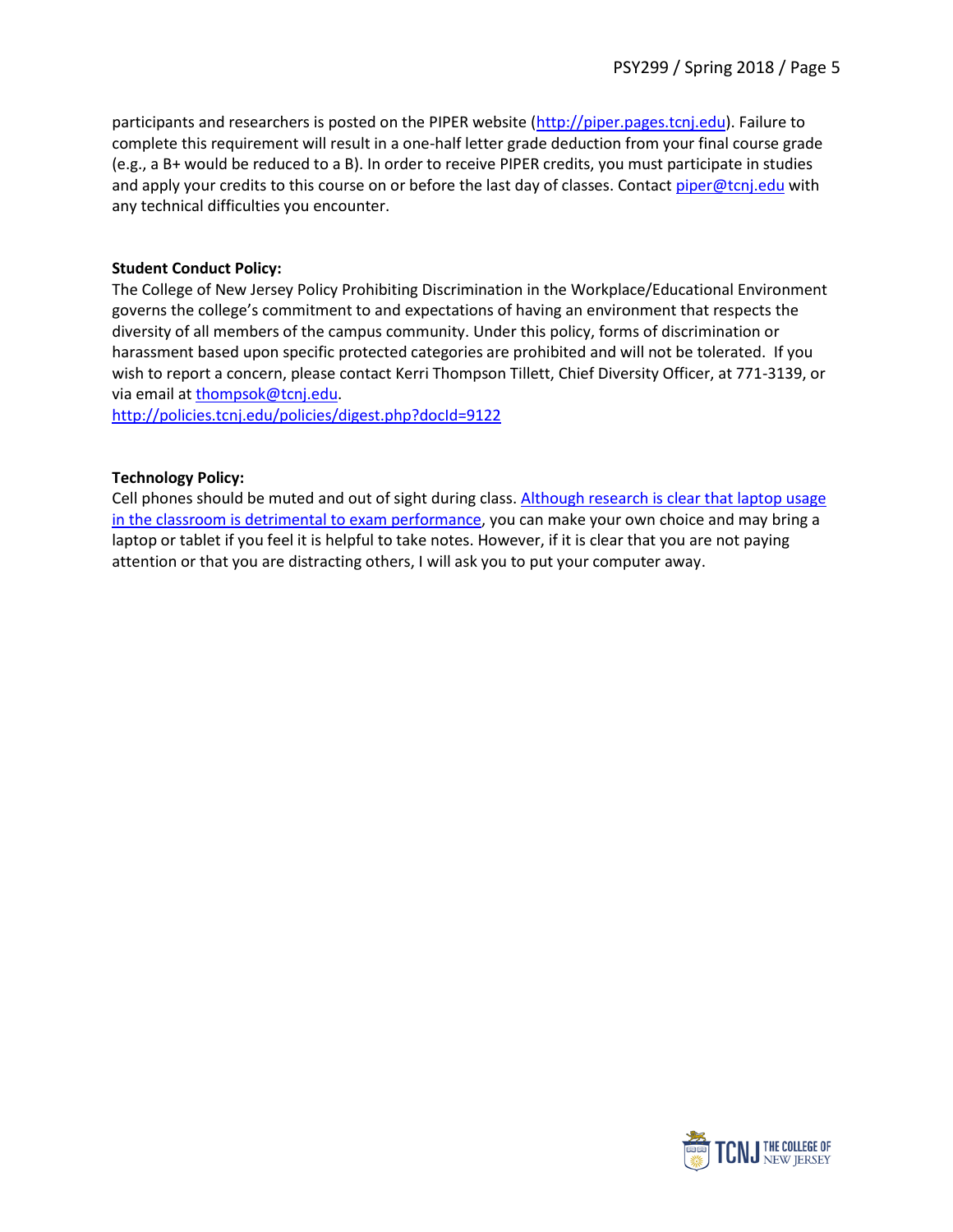participants and researchers is posted on the PIPER website (http://piper.pages.tcnj.edu). Failure to complete this requirement will result in a one-half letter grade deduction from your final course grade (e.g., a B+ would be reduced to a B). In order to receive PIPER credits, you must participate in studies and apply your credits to this course on or before the last day of classes. Contact piper@tcnj.edu with any technical difficulties you encounter.

**Student Conduct Policy:**

The College of New Jersey Policy Prohibiting Discrimination in the Workplace/Educational Environment governs the college's commitment to and expectations of having an environment that respects the diversity of all members of the campus community. Under this policy, forms of discrimination or harassment based upon specific protected categories are prohibited and will not be tolerated. If you wish to report a concern, please contact Kerri Thompson Tillett, Chief Diversity Officer, at 771-3139, or via email at thompsok@tcnj.edu.
http://policies.tcnj.edu/policies/digest.php?docId=9122

**Technology Policy:**

Cell phones should be muted and out of sight during class. Although research is clear that laptop usage in the classroom is detrimental to exam performance, you can make your own choice and may bring a laptop or tablet if you feel it is helpful to take notes. However, if it is clear that you are not paying attention or that you are distracting others, I will ask you to put your computer away.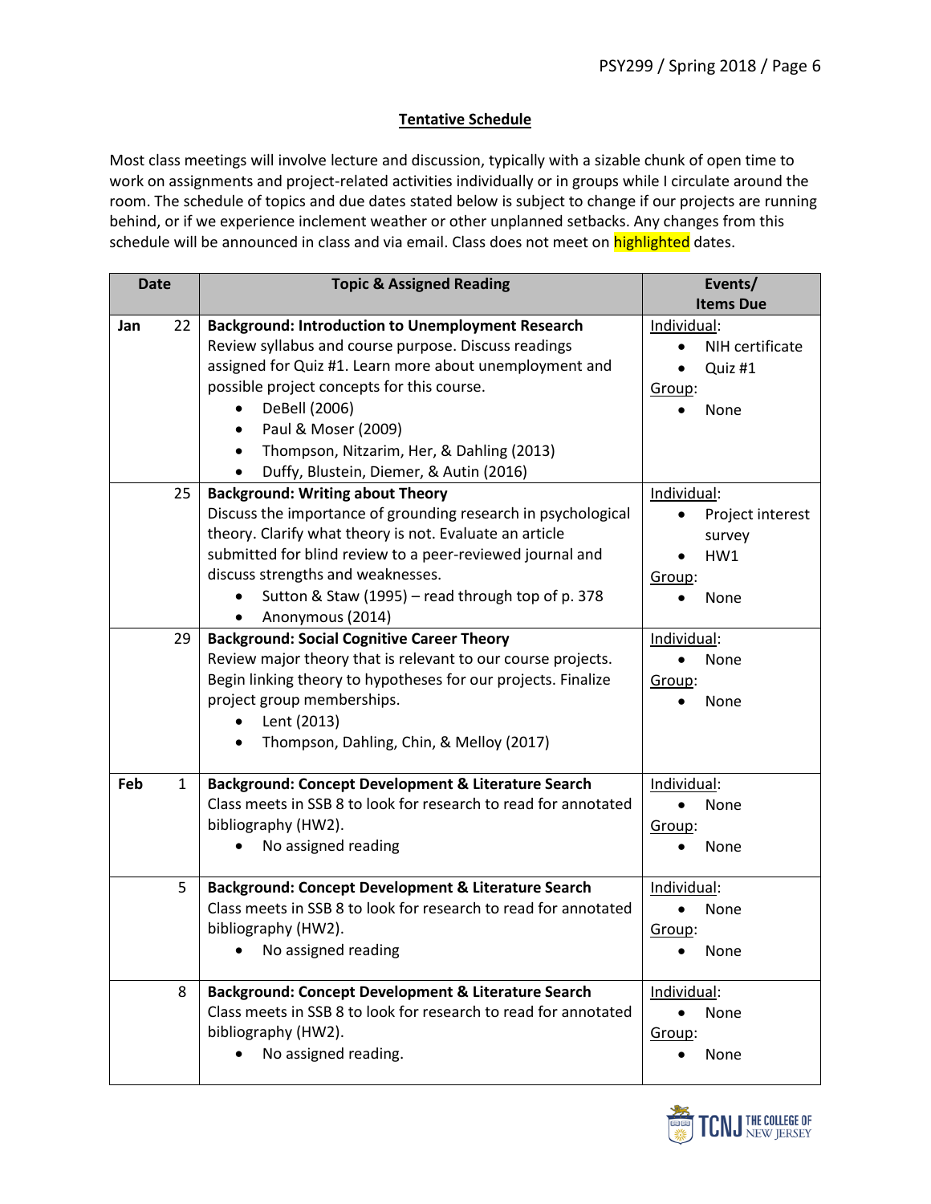## Tentative Schedule

Most class meetings will involve lecture and discussion, typically with a sizable chunk of open time to work on assignments and project-related activities individually or in groups while I circulate around the room. The schedule of topics and due dates stated below is subject to change if our projects are running behind, or if we experience inclement weather or other unplanned setbacks. Any changes from this schedule will be announced in class and via email. Class does not meet on highlighted dates.

| Date | | Topic & Assigned Reading | Events/ Items Due |
|---|---|---|---|
| Jan | 22 | **Background: Introduction to Unemployment Research**<br>Review syllabus and course purpose. Discuss readings assigned for Quiz #1. Learn more about unemployment and possible project concepts for this course.<br>• DeBell (2006)<br>• Paul & Moser (2009)<br>• Thompson, Nitzarim, Her, & Dahling (2013)<br>• Duffy, Blustein, Diemer, & Autin (2016) | Individual:<br>• NIH certificate<br>• Quiz #1<br>Group:<br>• None |
| | 25 | **Background: Writing about Theory**<br>Discuss the importance of grounding research in psychological theory. Clarify what theory is not. Evaluate an article submitted for blind review to a peer-reviewed journal and discuss strengths and weaknesses.<br>• Sutton & Staw (1995) – read through top of p. 378<br>• Anonymous (2014) | Individual:<br>• Project interest survey<br>• HW1<br>Group:<br>• None |
| | 29 | **Background: Social Cognitive Career Theory**<br>Review major theory that is relevant to our course projects. Begin linking theory to hypotheses for our projects. Finalize project group memberships.<br>• Lent (2013)<br>• Thompson, Dahling, Chin, & Melloy (2017) | Individual:<br>• None<br>Group:<br>• None |
| Feb | 1 | **Background: Concept Development & Literature Search**<br>Class meets in SSB 8 to look for research to read for annotated bibliography (HW2).<br>• No assigned reading | Individual:<br>• None<br>Group:<br>• None |
| | 5 | **Background: Concept Development & Literature Search**<br>Class meets in SSB 8 to look for research to read for annotated bibliography (HW2).<br>• No assigned reading | Individual:<br>• None<br>Group:<br>• None |
| | 8 | **Background: Concept Development & Literature Search**<br>Class meets in SSB 8 to look for research to read for annotated bibliography (HW2).<br>• No assigned reading. | Individual:<br>• None<br>Group:<br>• None |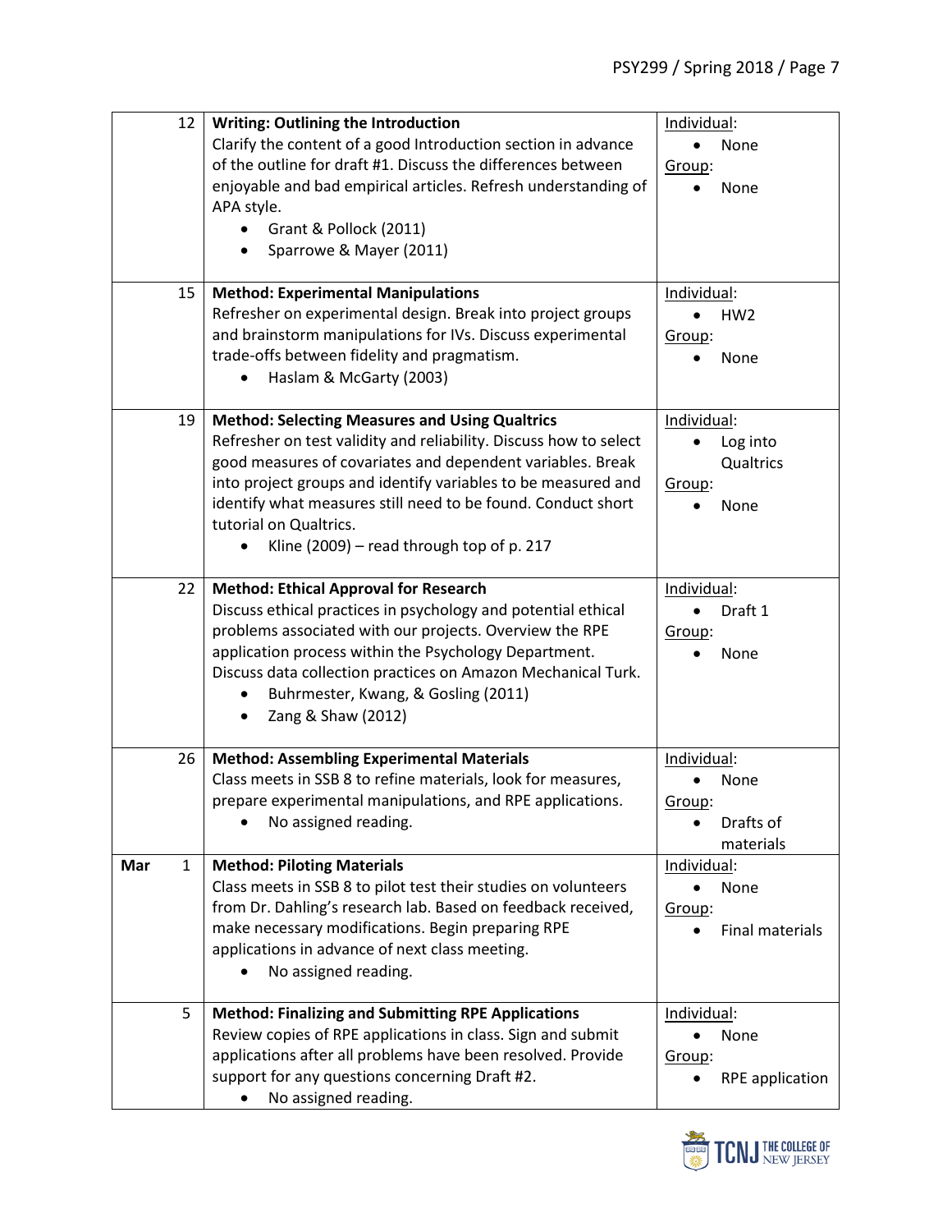| | | | |
|---|---|---|---|
| | 12 | **Writing: Outlining the Introduction**<br>Clarify the content of a good Introduction section in advance of the outline for draft #1. Discuss the differences between enjoyable and bad empirical articles. Refresh understanding of APA style.<br>• Grant & Pollock (2011)<br>• Sparrowe & Mayer (2011) | Individual:<br>• None<br>Group:<br>• None |
| | 15 | **Method: Experimental Manipulations**<br>Refresher on experimental design. Break into project groups and brainstorm manipulations for IVs. Discuss experimental trade-offs between fidelity and pragmatism.<br>• Haslam & McGarty (2003) | Individual:<br>• HW2<br>Group:<br>• None |
| | 19 | **Method: Selecting Measures and Using Qualtrics**<br>Refresher on test validity and reliability. Discuss how to select good measures of covariates and dependent variables. Break into project groups and identify variables to be measured and identify what measures still need to be found. Conduct short tutorial on Qualtrics.<br>• Kline (2009) – read through top of p. 217 | Individual:<br>• Log into Qualtrics<br>Group:<br>• None |
| | 22 | **Method: Ethical Approval for Research**<br>Discuss ethical practices in psychology and potential ethical problems associated with our projects. Overview the RPE application process within the Psychology Department. Discuss data collection practices on Amazon Mechanical Turk.<br>• Buhrmester, Kwang, & Gosling (2011)<br>• Zang & Shaw (2012) | Individual:<br>• Draft 1<br>Group:<br>• None |
| | 26 | **Method: Assembling Experimental Materials**<br>Class meets in SSB 8 to refine materials, look for measures, prepare experimental manipulations, and RPE applications.<br>• No assigned reading. | Individual:<br>• None<br>Group:<br>• Drafts of materials |
| **Mar** | 1 | **Method: Piloting Materials**<br>Class meets in SSB 8 to pilot test their studies on volunteers from Dr. Dahling's research lab. Based on feedback received, make necessary modifications. Begin preparing RPE applications in advance of next class meeting.<br>• No assigned reading. | Individual:<br>• None<br>Group:<br>• Final materials |
| | 5 | **Method: Finalizing and Submitting RPE Applications**<br>Review copies of RPE applications in class. Sign and submit applications after all problems have been resolved. Provide support for any questions concerning Draft #2.<br>• No assigned reading. | Individual:<br>• None<br>Group:<br>• RPE application |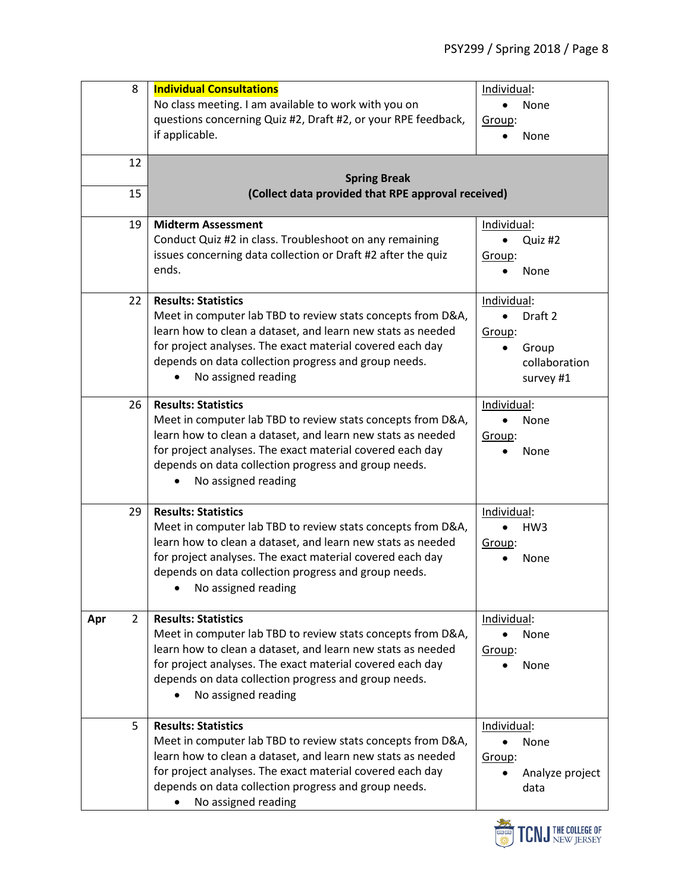| | | |
|---|---|---|
| 8 | **Individual Consultations**<br>No class meeting. I am available to work with you on questions concerning Quiz #2, Draft #2, or your RPE feedback, if applicable. | Individual:<br>• None<br>Group:<br>• None |
| 12<br>15 | **Spring Break**<br>**(Collect data provided that RPE approval received)** | |
| 19 | **Midterm Assessment**<br>Conduct Quiz #2 in class. Troubleshoot on any remaining issues concerning data collection or Draft #2 after the quiz ends. | Individual:<br>• Quiz #2<br>Group:<br>• None |
| 22 | **Results: Statistics**<br>Meet in computer lab TBD to review stats concepts from D&A, learn how to clean a dataset, and learn new stats as needed for project analyses. The exact material covered each day depends on data collection progress and group needs.<br>• No assigned reading | Individual:<br>• Draft 2<br>Group:<br>• Group collaboration survey #1 |
| 26 | **Results: Statistics**<br>Meet in computer lab TBD to review stats concepts from D&A, learn how to clean a dataset, and learn new stats as needed for project analyses. The exact material covered each day depends on data collection progress and group needs.<br>• No assigned reading | Individual:<br>• None<br>Group:<br>• None |
| 29 | **Results: Statistics**<br>Meet in computer lab TBD to review stats concepts from D&A, learn how to clean a dataset, and learn new stats as needed for project analyses. The exact material covered each day depends on data collection progress and group needs.<br>• No assigned reading | Individual:<br>• HW3<br>Group:<br>• None |
| **Apr** 2 | **Results: Statistics**<br>Meet in computer lab TBD to review stats concepts from D&A, learn how to clean a dataset, and learn new stats as needed for project analyses. The exact material covered each day depends on data collection progress and group needs.<br>• No assigned reading | Individual:<br>• None<br>Group:<br>• None |
| 5 | **Results: Statistics**<br>Meet in computer lab TBD to review stats concepts from D&A, learn how to clean a dataset, and learn new stats as needed for project analyses. The exact material covered each day depends on data collection progress and group needs.<br>• No assigned reading | Individual:<br>• None<br>Group:<br>• Analyze project data |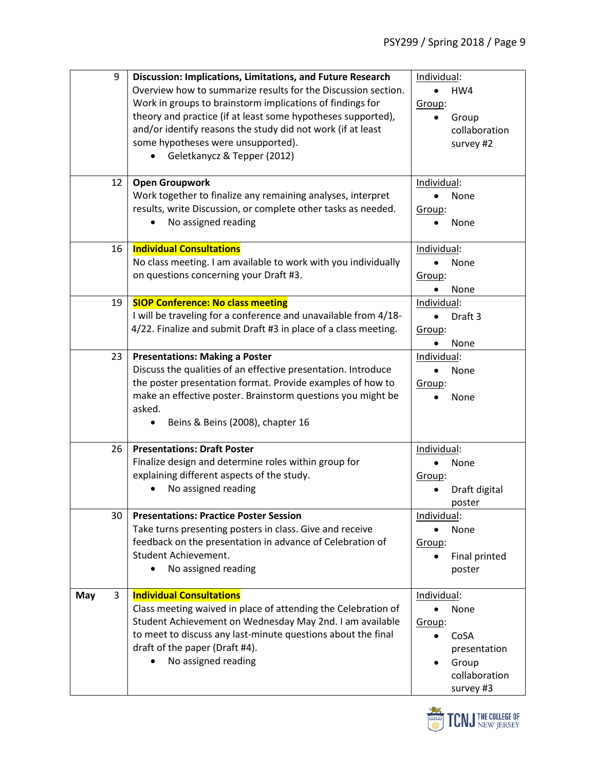| | | | |
|---|---|---|---|
| | 9 | **Discussion: Implications, Limitations, and Future Research**<br>Overview how to summarize results for the Discussion section. Work in groups to brainstorm implications of findings for theory and practice (if at least some hypotheses supported), and/or identify reasons the study did not work (if at least some hypotheses were unsupported).<br>• Geletkanycz & Tepper (2012) | Individual:<br>• HW4<br>Group:<br>• Group collaboration survey #2 |
| | 12 | **Open Groupwork**<br>Work together to finalize any remaining analyses, interpret results, write Discussion, or complete other tasks as needed.<br>• No assigned reading | Individual:<br>• None<br>Group:<br>• None |
| | 16 | **Individual Consultations**<br>No class meeting. I am available to work with you individually on questions concerning your Draft #3. | Individual:<br>• None<br>Group:<br>• None |
| | 19 | **SIOP Conference: No class meeting**<br>I will be traveling for a conference and unavailable from 4/18-4/22. Finalize and submit Draft #3 in place of a class meeting. | Individual:<br>• Draft 3<br>Group:<br>• None |
| | 23 | **Presentations: Making a Poster**<br>Discuss the qualities of an effective presentation. Introduce the poster presentation format. Provide examples of how to make an effective poster. Brainstorm questions you might be asked.<br>• Beins & Beins (2008), chapter 16 | Individual:<br>• None<br>Group:<br>• None |
| | 26 | **Presentations: Draft Poster**<br>Finalize design and determine roles within group for explaining different aspects of the study.<br>• No assigned reading | Individual:<br>• None<br>Group:<br>• Draft digital poster |
| | 30 | **Presentations: Practice Poster Session**<br>Take turns presenting posters in class. Give and receive feedback on the presentation in advance of Celebration of Student Achievement.<br>• No assigned reading | Individual:<br>• None<br>Group:<br>• Final printed poster |
| **May** | 3 | **Individual Consultations**<br>Class meeting waived in place of attending the Celebration of Student Achievement on Wednesday May 2nd. I am available to meet to discuss any last-minute questions about the final draft of the paper (Draft #4).<br>• No assigned reading | Individual:<br>• None<br>Group:<br>• CoSA presentation<br>• Group collaboration survey #3 |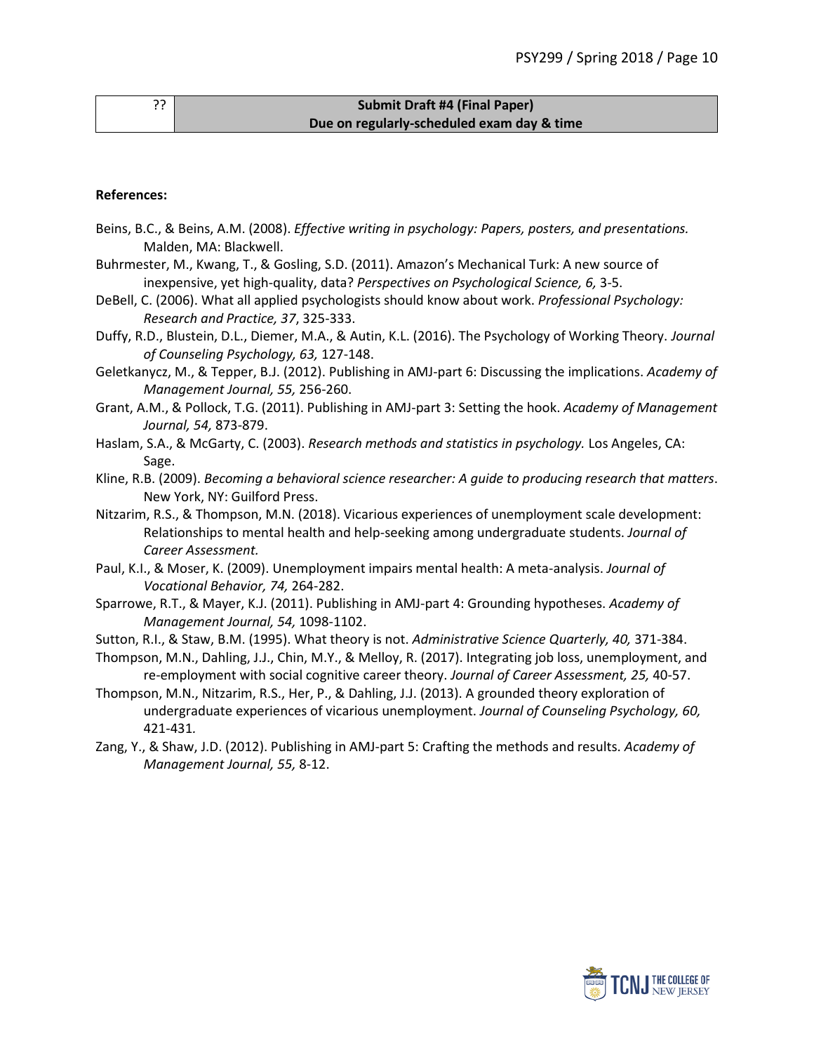| | |
|---|---|
| ?? | **Submit Draft #4 (Final Paper)** **Due on regularly-scheduled exam day & time** |

**References:**

Beins, B.C., & Beins, A.M. (2008). *Effective writing in psychology: Papers, posters, and presentations.* Malden, MA: Blackwell.

Buhrmester, M., Kwang, T., & Gosling, S.D. (2011). Amazon's Mechanical Turk: A new source of inexpensive, yet high-quality, data? *Perspectives on Psychological Science, 6,* 3-5.

DeBell, C. (2006). What all applied psychologists should know about work. *Professional Psychology: Research and Practice, 37*, 325-333.

Duffy, R.D., Blustein, D.L., Diemer, M.A., & Autin, K.L. (2016). The Psychology of Working Theory. *Journal of Counseling Psychology, 63,* 127-148.

Geletkanycz, M., & Tepper, B.J. (2012). Publishing in AMJ-part 6: Discussing the implications. *Academy of Management Journal, 55,* 256-260.

Grant, A.M., & Pollock, T.G. (2011). Publishing in AMJ-part 3: Setting the hook. *Academy of Management Journal, 54,* 873-879.

Haslam, S.A., & McGarty, C. (2003). *Research methods and statistics in psychology.* Los Angeles, CA: Sage.

Kline, R.B. (2009). *Becoming a behavioral science researcher: A guide to producing research that matters*. New York, NY: Guilford Press.

Nitzarim, R.S., & Thompson, M.N. (2018). Vicarious experiences of unemployment scale development: Relationships to mental health and help-seeking among undergraduate students. *Journal of Career Assessment.*

Paul, K.I., & Moser, K. (2009). Unemployment impairs mental health: A meta-analysis. *Journal of Vocational Behavior, 74,* 264-282.

Sparrowe, R.T., & Mayer, K.J. (2011). Publishing in AMJ-part 4: Grounding hypotheses. *Academy of Management Journal, 54,* 1098-1102.

Sutton, R.I., & Staw, B.M. (1995). What theory is not. *Administrative Science Quarterly, 40,* 371-384.

Thompson, M.N., Dahling, J.J., Chin, M.Y., & Melloy, R. (2017). Integrating job loss, unemployment, and re-employment with social cognitive career theory. *Journal of Career Assessment, 25,* 40-57.

Thompson, M.N., Nitzarim, R.S., Her, P., & Dahling, J.J. (2013). A grounded theory exploration of undergraduate experiences of vicarious unemployment. *Journal of Counseling Psychology, 60,* 421-431.

Zang, Y., & Shaw, J.D. (2012). Publishing in AMJ-part 5: Crafting the methods and results. *Academy of Management Journal, 55,* 8-12.